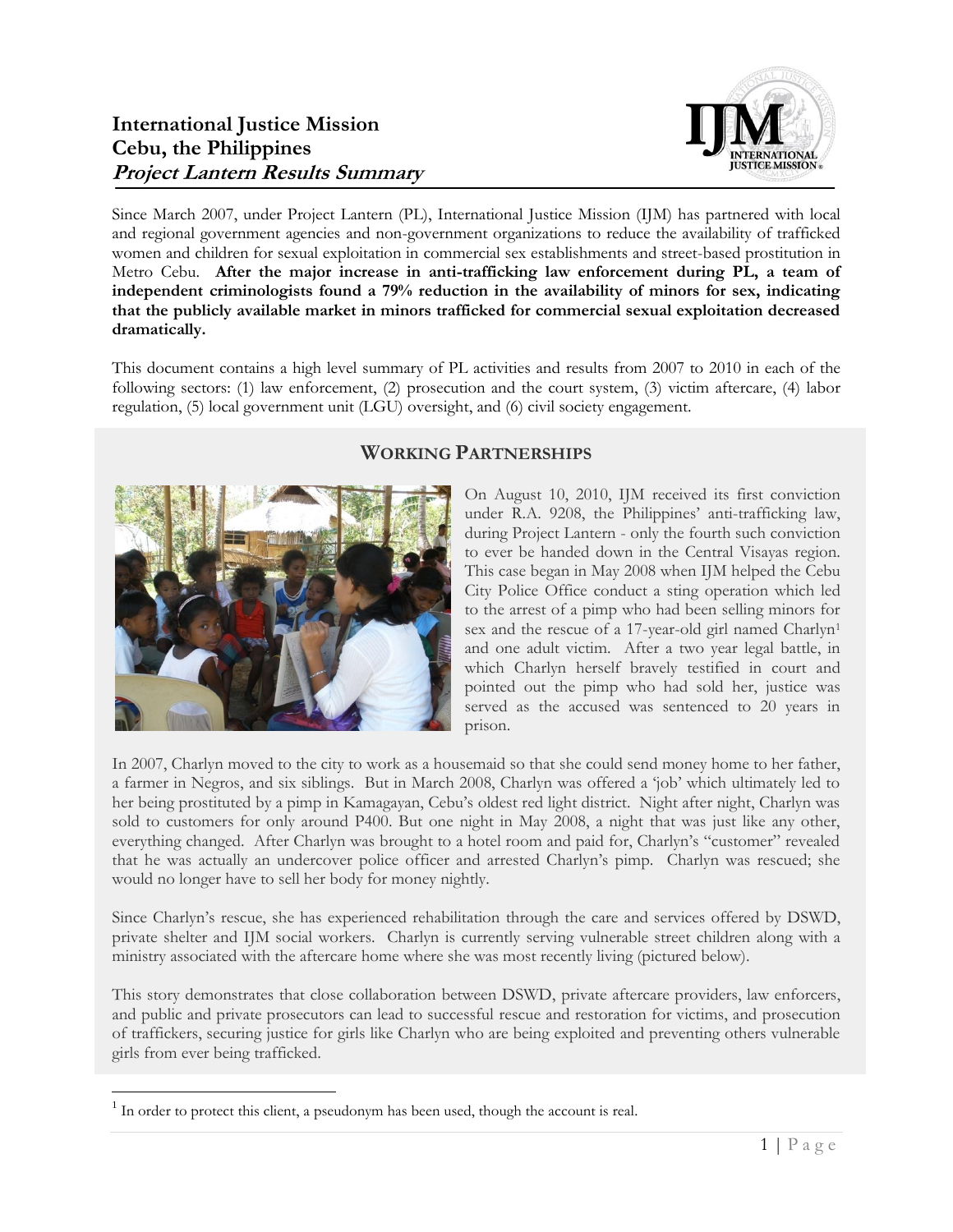# International Justice Mission
# Cebu, the Philippines
# *Project Lantern Results Summary*

Since March 2007, under Project Lantern (PL), International Justice Mission (IJM) has partnered with local and regional government agencies and non-government organizations to reduce the availability of trafficked women and children for sexual exploitation in commercial sex establishments and street-based prostitution in Metro Cebu. **After the major increase in anti-trafficking law enforcement during PL, a team of independent criminologists found a 79% reduction in the availability of minors for sex, indicating that the publicly available market in minors trafficked for commercial sexual exploitation decreased dramatically.**

This document contains a high level summary of PL activities and results from 2007 to 2010 in each of the following sectors: (1) law enforcement, (2) prosecution and the court system, (3) victim aftercare, (4) labor regulation, (5) local government unit (LGU) oversight, and (6) civil society engagement.

## WORKING PARTNERSHIPS

On August 10, 2010, IJM received its first conviction under R.A. 9208, the Philippines' anti-trafficking law, during Project Lantern - only the fourth such conviction to ever be handed down in the Central Visayas region. This case began in May 2008 when IJM helped the Cebu City Police Office conduct a sting operation which led to the arrest of a pimp who had been selling minors for sex and the rescue of a 17-year-old girl named Charlyn[1] and one adult victim. After a two year legal battle, in which Charlyn herself bravely testified in court and pointed out the pimp who had sold her, justice was served as the accused was sentenced to 20 years in prison.

In 2007, Charlyn moved to the city to work as a housemaid so that she could send money home to her father, a farmer in Negros, and six siblings. But in March 2008, Charlyn was offered a 'job' which ultimately led to her being prostituted by a pimp in Kamagayan, Cebu's oldest red light district. Night after night, Charlyn was sold to customers for only around P400. But one night in May 2008, a night that was just like any other, everything changed. After Charlyn was brought to a hotel room and paid for, Charlyn's "customer" revealed that he was actually an undercover police officer and arrested Charlyn's pimp. Charlyn was rescued; she would no longer have to sell her body for money nightly.

Since Charlyn's rescue, she has experienced rehabilitation through the care and services offered by DSWD, private shelter and IJM social workers. Charlyn is currently serving vulnerable street children along with a ministry associated with the aftercare home where she was most recently living (pictured below).

This story demonstrates that close collaboration between DSWD, private aftercare providers, law enforcers, and public and private prosecutors can lead to successful rescue and restoration for victims, and prosecution of traffickers, securing justice for girls like Charlyn who are being exploited and preventing others vulnerable girls from ever being trafficked.

---

[1] In order to protect this client, a pseudonym has been used, though the account is real.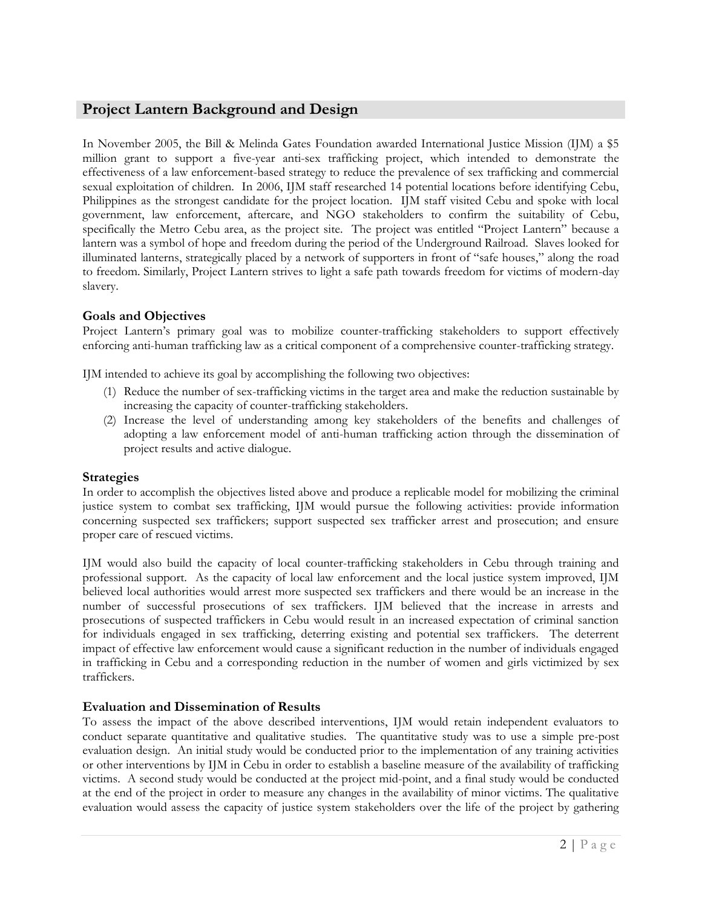## Project Lantern Background and Design

In November 2005, the Bill & Melinda Gates Foundation awarded International Justice Mission (IJM) a $5 million grant to support a five-year anti-sex trafficking project, which intended to demonstrate the effectiveness of a law enforcement-based strategy to reduce the prevalence of sex trafficking and commercial sexual exploitation of children. In 2006, IJM staff researched 14 potential locations before identifying Cebu, Philippines as the strongest candidate for the project location. IJM staff visited Cebu and spoke with local government, law enforcement, aftercare, and NGO stakeholders to confirm the suitability of Cebu, specifically the Metro Cebu area, as the project site. The project was entitled "Project Lantern" because a lantern was a symbol of hope and freedom during the period of the Underground Railroad. Slaves looked for illuminated lanterns, strategically placed by a network of supporters in front of "safe houses," along the road to freedom. Similarly, Project Lantern strives to light a safe path towards freedom for victims of modern-day slavery.

### Goals and Objectives

Project Lantern's primary goal was to mobilize counter-trafficking stakeholders to support effectively enforcing anti-human trafficking law as a critical component of a comprehensive counter-trafficking strategy.

IJM intended to achieve its goal by accomplishing the following two objectives:

(1) Reduce the number of sex-trafficking victims in the target area and make the reduction sustainable by increasing the capacity of counter-trafficking stakeholders.

(2) Increase the level of understanding among key stakeholders of the benefits and challenges of adopting a law enforcement model of anti-human trafficking action through the dissemination of project results and active dialogue.

### Strategies

In order to accomplish the objectives listed above and produce a replicable model for mobilizing the criminal justice system to combat sex trafficking, IJM would pursue the following activities: provide information concerning suspected sex traffickers; support suspected sex trafficker arrest and prosecution; and ensure proper care of rescued victims.

IJM would also build the capacity of local counter-trafficking stakeholders in Cebu through training and professional support. As the capacity of local law enforcement and the local justice system improved, IJM believed local authorities would arrest more suspected sex traffickers and there would be an increase in the number of successful prosecutions of sex traffickers. IJM believed that the increase in arrests and prosecutions of suspected traffickers in Cebu would result in an increased expectation of criminal sanction for individuals engaged in sex trafficking, deterring existing and potential sex traffickers. The deterrent impact of effective law enforcement would cause a significant reduction in the number of individuals engaged in trafficking in Cebu and a corresponding reduction in the number of women and girls victimized by sex traffickers.

### Evaluation and Dissemination of Results

To assess the impact of the above described interventions, IJM would retain independent evaluators to conduct separate quantitative and qualitative studies. The quantitative study was to use a simple pre-post evaluation design. An initial study would be conducted prior to the implementation of any training activities or other interventions by IJM in Cebu in order to establish a baseline measure of the availability of trafficking victims. A second study would be conducted at the project mid-point, and a final study would be conducted at the end of the project in order to measure any changes in the availability of minor victims. The qualitative evaluation would assess the capacity of justice system stakeholders over the life of the project by gathering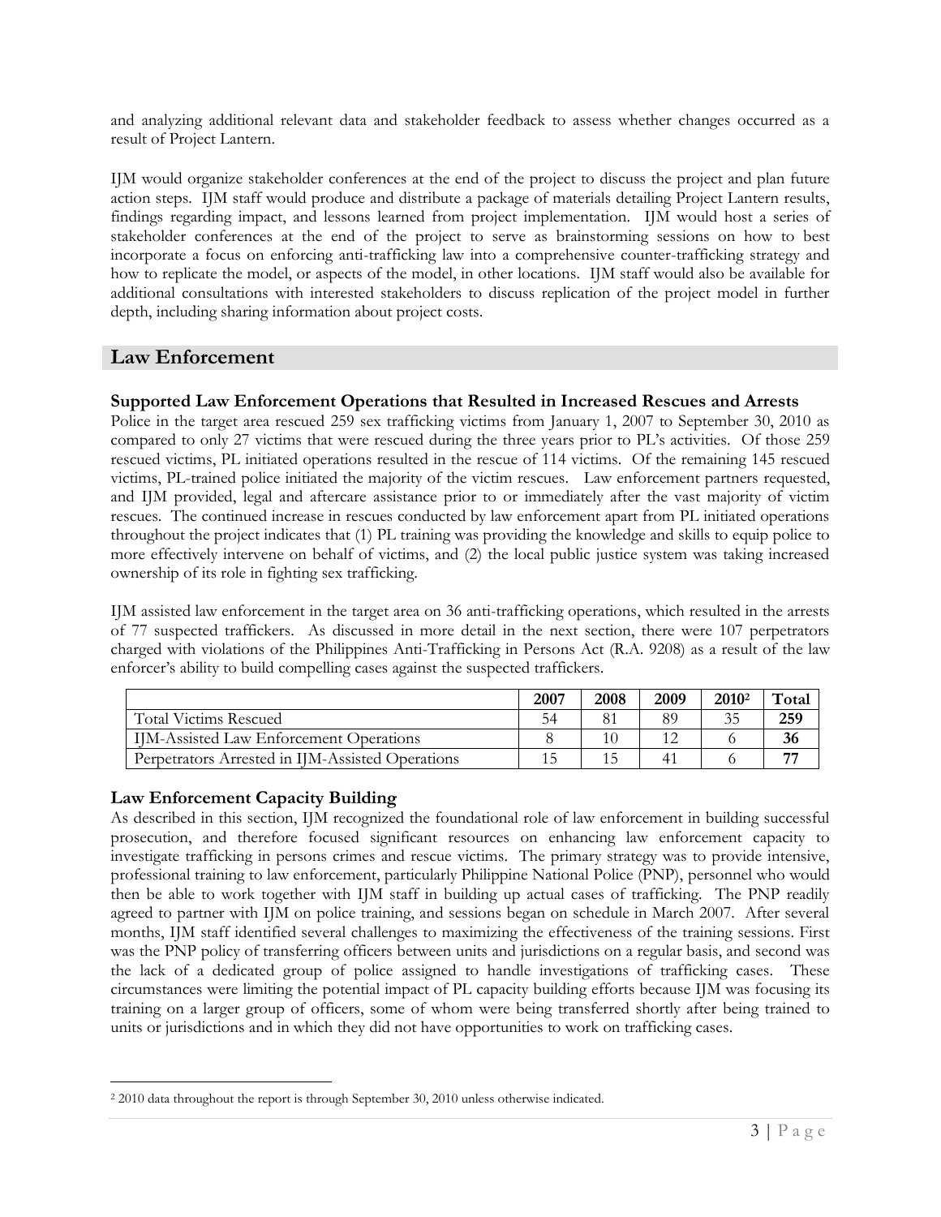and analyzing additional relevant data and stakeholder feedback to assess whether changes occurred as a result of Project Lantern.

IJM would organize stakeholder conferences at the end of the project to discuss the project and plan future action steps. IJM staff would produce and distribute a package of materials detailing Project Lantern results, findings regarding impact, and lessons learned from project implementation. IJM would host a series of stakeholder conferences at the end of the project to serve as brainstorming sessions on how to best incorporate a focus on enforcing anti-trafficking law into a comprehensive counter-trafficking strategy and how to replicate the model, or aspects of the model, in other locations. IJM staff would also be available for additional consultations with interested stakeholders to discuss replication of the project model in further depth, including sharing information about project costs.

## Law Enforcement

### Supported Law Enforcement Operations that Resulted in Increased Rescues and Arrests

Police in the target area rescued 259 sex trafficking victims from January 1, 2007 to September 30, 2010 as compared to only 27 victims that were rescued during the three years prior to PL's activities. Of those 259 rescued victims, PL initiated operations resulted in the rescue of 114 victims. Of the remaining 145 rescued victims, PL-trained police initiated the majority of the victim rescues. Law enforcement partners requested, and IJM provided, legal and aftercare assistance prior to or immediately after the vast majority of victim rescues. The continued increase in rescues conducted by law enforcement apart from PL initiated operations throughout the project indicates that (1) PL training was providing the knowledge and skills to equip police to more effectively intervene on behalf of victims, and (2) the local public justice system was taking increased ownership of its role in fighting sex trafficking.

IJM assisted law enforcement in the target area on 36 anti-trafficking operations, which resulted in the arrests of 77 suspected traffickers. As discussed in more detail in the next section, there were 107 perpetrators charged with violations of the Philippines Anti-Trafficking in Persons Act (R.A. 9208) as a result of the law enforcer's ability to build compelling cases against the suspected traffickers.

| | 2007 | 2008 | 2009 | 2010[2] | Total |
|---|---|---|---|---|---|
| Total Victims Rescued | 54 | 81 | 89 | 35 | **259** |
| IJM-Assisted Law Enforcement Operations | 8 | 10 | 12 | 6 | **36** |
| Perpetrators Arrested in IJM-Assisted Operations | 15 | 15 | 41 | 6 | **77** |

### Law Enforcement Capacity Building

As described in this section, IJM recognized the foundational role of law enforcement in building successful prosecution, and therefore focused significant resources on enhancing law enforcement capacity to investigate trafficking in persons crimes and rescue victims. The primary strategy was to provide intensive, professional training to law enforcement, particularly Philippine National Police (PNP), personnel who would then be able to work together with IJM staff in building up actual cases of trafficking. The PNP readily agreed to partner with IJM on police training, and sessions began on schedule in March 2007. After several months, IJM staff identified several challenges to maximizing the effectiveness of the training sessions. First was the PNP policy of transferring officers between units and jurisdictions on a regular basis, and second was the lack of a dedicated group of police assigned to handle investigations of trafficking cases. These circumstances were limiting the potential impact of PL capacity building efforts because IJM was focusing its training on a larger group of officers, some of whom were being transferred shortly after being trained to units or jurisdictions and in which they did not have opportunities to work on trafficking cases.

[2] 2010 data throughout the report is through September 30, 2010 unless otherwise indicated.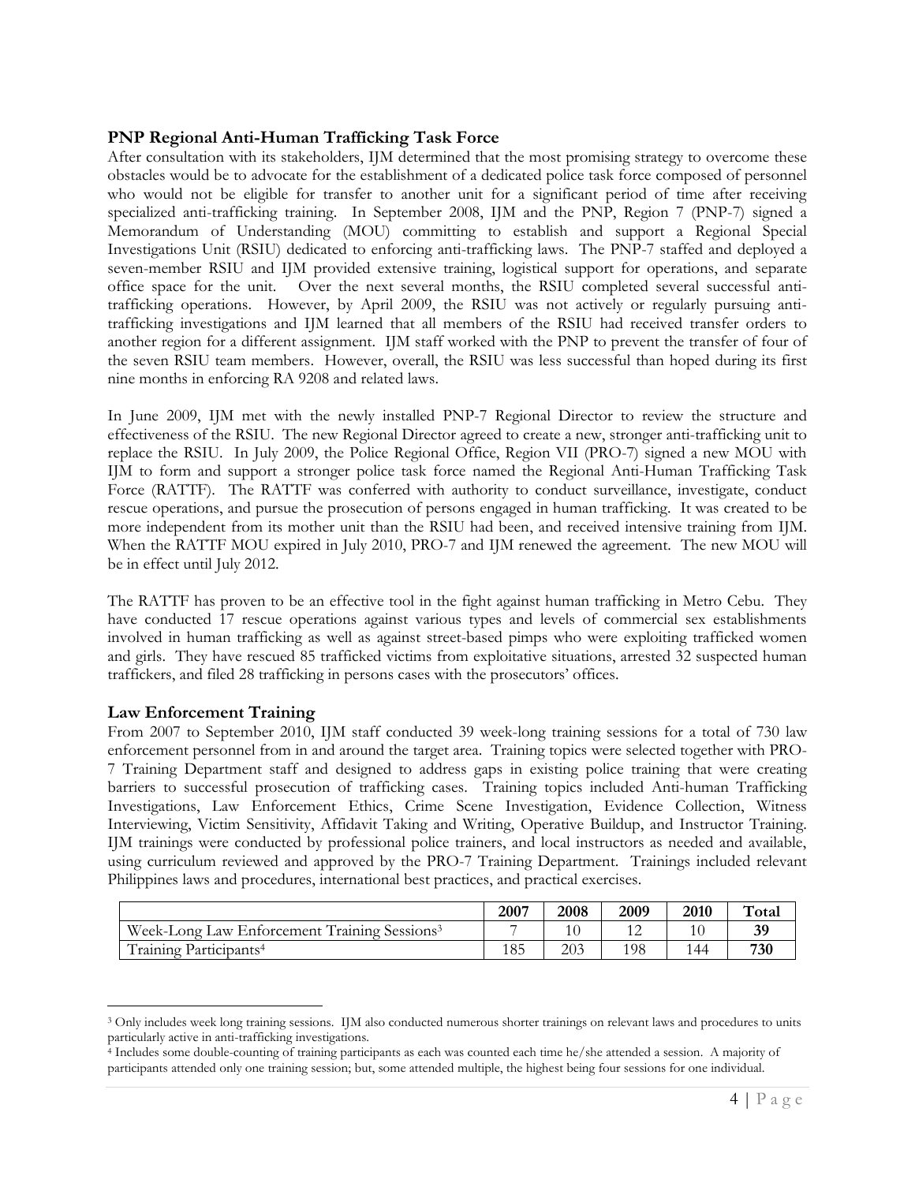## PNP Regional Anti-Human Trafficking Task Force

After consultation with its stakeholders, IJM determined that the most promising strategy to overcome these obstacles would be to advocate for the establishment of a dedicated police task force composed of personnel who would not be eligible for transfer to another unit for a significant period of time after receiving specialized anti-trafficking training. In September 2008, IJM and the PNP, Region 7 (PNP-7) signed a Memorandum of Understanding (MOU) committing to establish and support a Regional Special Investigations Unit (RSIU) dedicated to enforcing anti-trafficking laws. The PNP-7 staffed and deployed a seven-member RSIU and IJM provided extensive training, logistical support for operations, and separate office space for the unit. Over the next several months, the RSIU completed several successful anti-trafficking operations. However, by April 2009, the RSIU was not actively or regularly pursuing anti-trafficking investigations and IJM learned that all members of the RSIU had received transfer orders to another region for a different assignment. IJM staff worked with the PNP to prevent the transfer of four of the seven RSIU team members. However, overall, the RSIU was less successful than hoped during its first nine months in enforcing RA 9208 and related laws.

In June 2009, IJM met with the newly installed PNP-7 Regional Director to review the structure and effectiveness of the RSIU. The new Regional Director agreed to create a new, stronger anti-trafficking unit to replace the RSIU. In July 2009, the Police Regional Office, Region VII (PRO-7) signed a new MOU with IJM to form and support a stronger police task force named the Regional Anti-Human Trafficking Task Force (RATTF). The RATTF was conferred with authority to conduct surveillance, investigate, conduct rescue operations, and pursue the prosecution of persons engaged in human trafficking. It was created to be more independent from its mother unit than the RSIU had been, and received intensive training from IJM. When the RATTF MOU expired in July 2010, PRO-7 and IJM renewed the agreement. The new MOU will be in effect until July 2012.

The RATTF has proven to be an effective tool in the fight against human trafficking in Metro Cebu. They have conducted 17 rescue operations against various types and levels of commercial sex establishments involved in human trafficking as well as against street-based pimps who were exploiting trafficked women and girls. They have rescued 85 trafficked victims from exploitative situations, arrested 32 suspected human traffickers, and filed 28 trafficking in persons cases with the prosecutors' offices.

## Law Enforcement Training

From 2007 to September 2010, IJM staff conducted 39 week-long training sessions for a total of 730 law enforcement personnel from in and around the target area. Training topics were selected together with PRO-7 Training Department staff and designed to address gaps in existing police training that were creating barriers to successful prosecution of trafficking cases. Training topics included Anti-human Trafficking Investigations, Law Enforcement Ethics, Crime Scene Investigation, Evidence Collection, Witness Interviewing, Victim Sensitivity, Affidavit Taking and Writing, Operative Buildup, and Instructor Training. IJM trainings were conducted by professional police trainers, and local instructors as needed and available, using curriculum reviewed and approved by the PRO-7 Training Department. Trainings included relevant Philippines laws and procedures, international best practices, and practical exercises.

| | 2007 | 2008 | 2009 | 2010 | Total |
|---|---|---|---|---|---|
| Week-Long Law Enforcement Training Sessions[3] | 7 | 10 | 12 | 10 | **39** |
| Training Participants[4] | 185 | 203 | 198 | 144 | **730** |

[3] Only includes week long training sessions. IJM also conducted numerous shorter trainings on relevant laws and procedures to units particularly active in anti-trafficking investigations.

[4] Includes some double-counting of training participants as each was counted each time he/she attended a session. A majority of participants attended only one training session; but, some attended multiple, the highest being four sessions for one individual.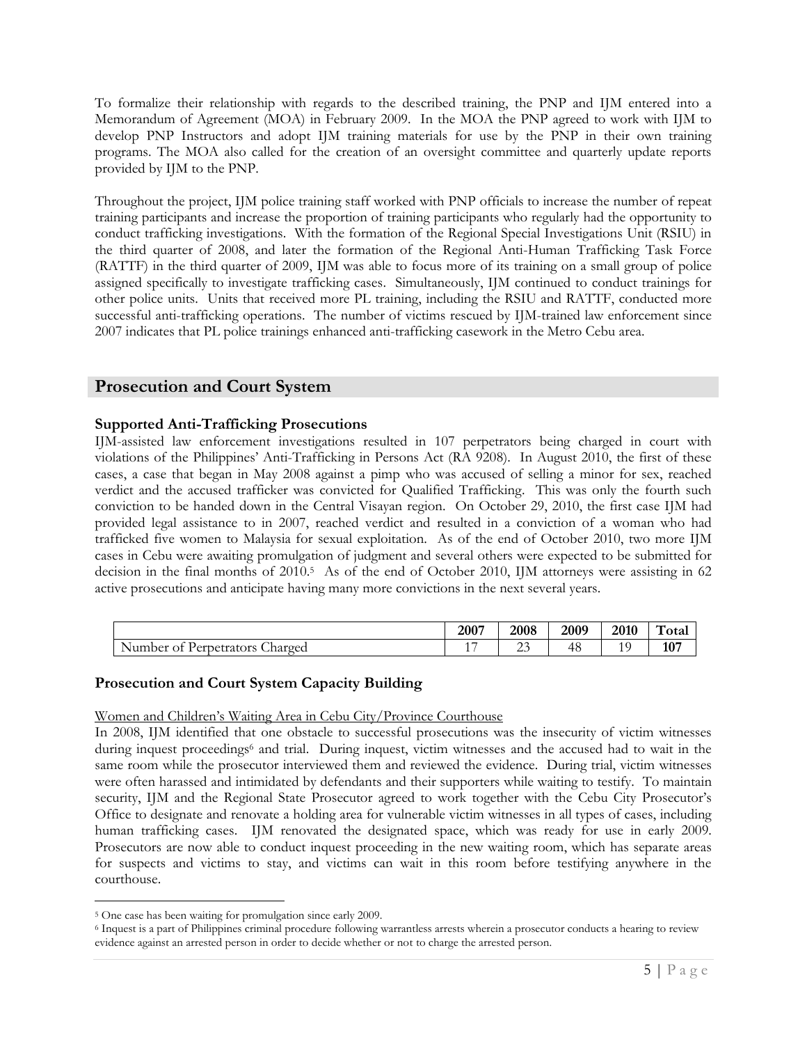To formalize their relationship with regards to the described training, the PNP and IJM entered into a Memorandum of Agreement (MOA) in February 2009. In the MOA the PNP agreed to work with IJM to develop PNP Instructors and adopt IJM training materials for use by the PNP in their own training programs. The MOA also called for the creation of an oversight committee and quarterly update reports provided by IJM to the PNP.

Throughout the project, IJM police training staff worked with PNP officials to increase the number of repeat training participants and increase the proportion of training participants who regularly had the opportunity to conduct trafficking investigations. With the formation of the Regional Special Investigations Unit (RSIU) in the third quarter of 2008, and later the formation of the Regional Anti-Human Trafficking Task Force (RATTF) in the third quarter of 2009, IJM was able to focus more of its training on a small group of police assigned specifically to investigate trafficking cases. Simultaneously, IJM continued to conduct trainings for other police units. Units that received more PL training, including the RSIU and RATTF, conducted more successful anti-trafficking operations. The number of victims rescued by IJM-trained law enforcement since 2007 indicates that PL police trainings enhanced anti-trafficking casework in the Metro Cebu area.

## Prosecution and Court System

### Supported Anti-Trafficking Prosecutions

IJM-assisted law enforcement investigations resulted in 107 perpetrators being charged in court with violations of the Philippines' Anti-Trafficking in Persons Act (RA 9208). In August 2010, the first of these cases, a case that began in May 2008 against a pimp who was accused of selling a minor for sex, reached verdict and the accused trafficker was convicted for Qualified Trafficking. This was only the fourth such conviction to be handed down in the Central Visayan region. On October 29, 2010, the first case IJM had provided legal assistance to in 2007, reached verdict and resulted in a conviction of a woman who had trafficked five women to Malaysia for sexual exploitation. As of the end of October 2010, two more IJM cases in Cebu were awaiting promulgation of judgment and several others were expected to be submitted for decision in the final months of 2010.[5] As of the end of October 2010, IJM attorneys were assisting in 62 active prosecutions and anticipate having many more convictions in the next several years.

| | 2007 | 2008 | 2009 | 2010 | Total |
|---|---|---|---|---|---|
| Number of Perpetrators Charged | 17 | 23 | 48 | 19 | **107** |

### Prosecution and Court System Capacity Building

Women and Children's Waiting Area in Cebu City/Province Courthouse

In 2008, IJM identified that one obstacle to successful prosecutions was the insecurity of victim witnesses during inquest proceedings[6] and trial. During inquest, victim witnesses and the accused had to wait in the same room while the prosecutor interviewed them and reviewed the evidence. During trial, victim witnesses were often harassed and intimidated by defendants and their supporters while waiting to testify. To maintain security, IJM and the Regional State Prosecutor agreed to work together with the Cebu City Prosecutor's Office to designate and renovate a holding area for vulnerable victim witnesses in all types of cases, including human trafficking cases. IJM renovated the designated space, which was ready for use in early 2009. Prosecutors are now able to conduct inquest proceeding in the new waiting room, which has separate areas for suspects and victims to stay, and victims can wait in this room before testifying anywhere in the courthouse.

---

[5] One case has been waiting for promulgation since early 2009.

[6] Inquest is a part of Philippines criminal procedure following warrantless arrests wherein a prosecutor conducts a hearing to review evidence against an arrested person in order to decide whether or not to charge the arrested person.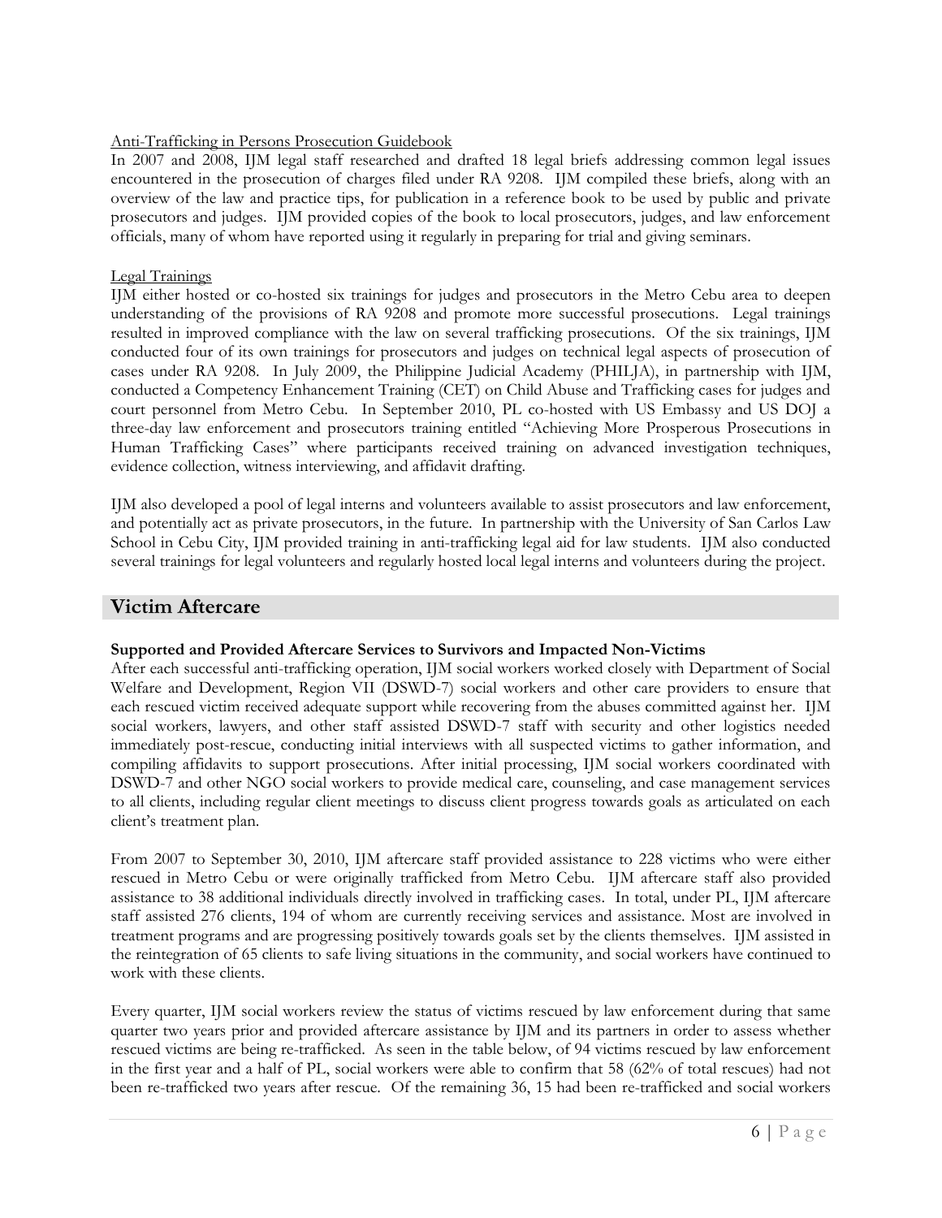Anti-Trafficking in Persons Prosecution Guidebook

In 2007 and 2008, IJM legal staff researched and drafted 18 legal briefs addressing common legal issues encountered in the prosecution of charges filed under RA 9208. IJM compiled these briefs, along with an overview of the law and practice tips, for publication in a reference book to be used by public and private prosecutors and judges. IJM provided copies of the book to local prosecutors, judges, and law enforcement officials, many of whom have reported using it regularly in preparing for trial and giving seminars.

Legal Trainings

IJM either hosted or co-hosted six trainings for judges and prosecutors in the Metro Cebu area to deepen understanding of the provisions of RA 9208 and promote more successful prosecutions. Legal trainings resulted in improved compliance with the law on several trafficking prosecutions. Of the six trainings, IJM conducted four of its own trainings for prosecutors and judges on technical legal aspects of prosecution of cases under RA 9208. In July 2009, the Philippine Judicial Academy (PHILJA), in partnership with IJM, conducted a Competency Enhancement Training (CET) on Child Abuse and Trafficking cases for judges and court personnel from Metro Cebu. In September 2010, PL co-hosted with US Embassy and US DOJ a three-day law enforcement and prosecutors training entitled "Achieving More Prosperous Prosecutions in Human Trafficking Cases" where participants received training on advanced investigation techniques, evidence collection, witness interviewing, and affidavit drafting.

IJM also developed a pool of legal interns and volunteers available to assist prosecutors and law enforcement, and potentially act as private prosecutors, in the future. In partnership with the University of San Carlos Law School in Cebu City, IJM provided training in anti-trafficking legal aid for law students. IJM also conducted several trainings for legal volunteers and regularly hosted local legal interns and volunteers during the project.

## Victim Aftercare

**Supported and Provided Aftercare Services to Survivors and Impacted Non-Victims**

After each successful anti-trafficking operation, IJM social workers worked closely with Department of Social Welfare and Development, Region VII (DSWD-7) social workers and other care providers to ensure that each rescued victim received adequate support while recovering from the abuses committed against her. IJM social workers, lawyers, and other staff assisted DSWD-7 staff with security and other logistics needed immediately post-rescue, conducting initial interviews with all suspected victims to gather information, and compiling affidavits to support prosecutions. After initial processing, IJM social workers coordinated with DSWD-7 and other NGO social workers to provide medical care, counseling, and case management services to all clients, including regular client meetings to discuss client progress towards goals as articulated on each client's treatment plan.

From 2007 to September 30, 2010, IJM aftercare staff provided assistance to 228 victims who were either rescued in Metro Cebu or were originally trafficked from Metro Cebu. IJM aftercare staff also provided assistance to 38 additional individuals directly involved in trafficking cases. In total, under PL, IJM aftercare staff assisted 276 clients, 194 of whom are currently receiving services and assistance. Most are involved in treatment programs and are progressing positively towards goals set by the clients themselves. IJM assisted in the reintegration of 65 clients to safe living situations in the community, and social workers have continued to work with these clients.

Every quarter, IJM social workers review the status of victims rescued by law enforcement during that same quarter two years prior and provided aftercare assistance by IJM and its partners in order to assess whether rescued victims are being re-trafficked. As seen in the table below, of 94 victims rescued by law enforcement in the first year and a half of PL, social workers were able to confirm that 58 (62% of total rescues) had not been re-trafficked two years after rescue. Of the remaining 36, 15 had been re-trafficked and social workers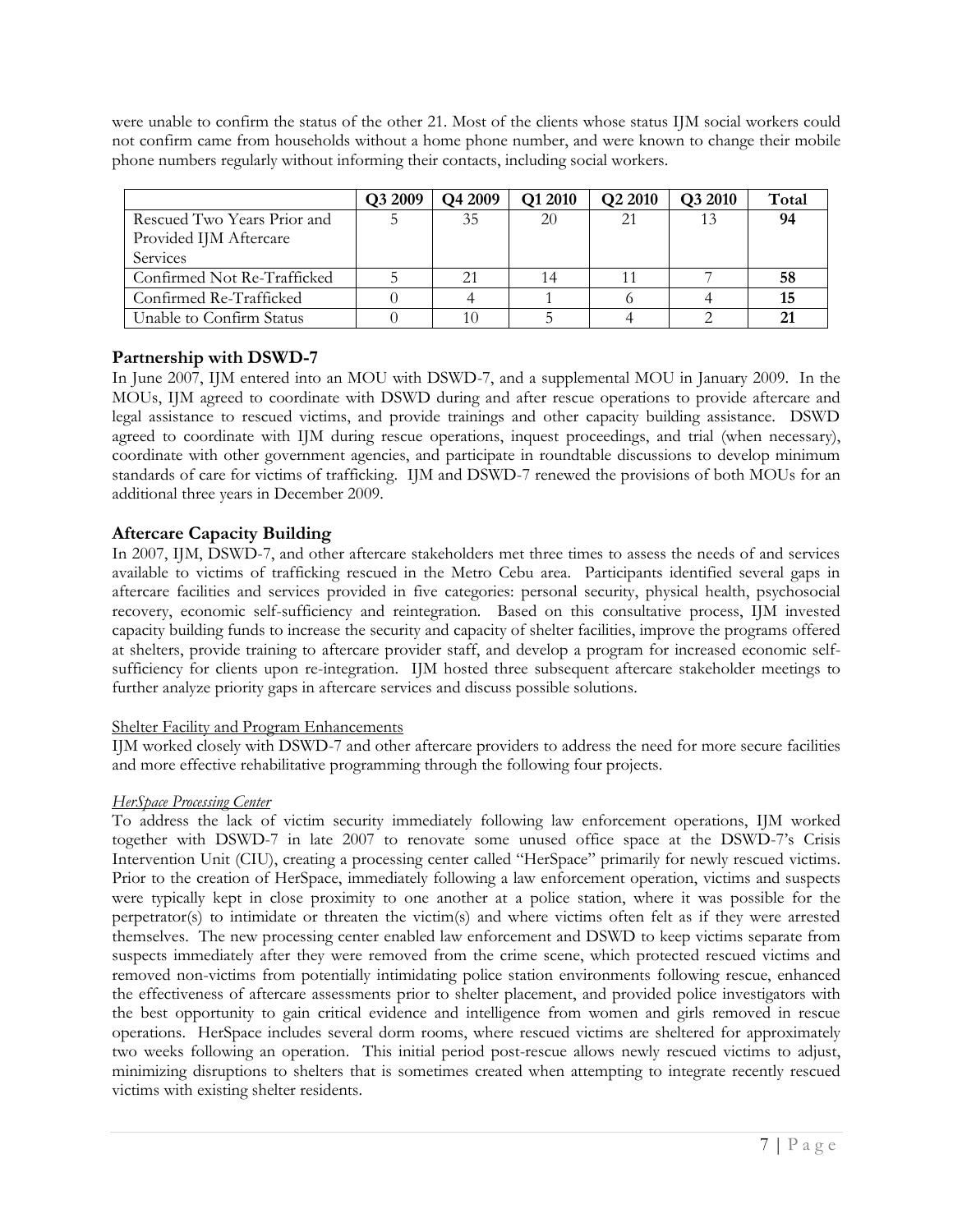were unable to confirm the status of the other 21. Most of the clients whose status IJM social workers could not confirm came from households without a home phone number, and were known to change their mobile phone numbers regularly without informing their contacts, including social workers.

| | Q3 2009 | Q4 2009 | Q1 2010 | Q2 2010 | Q3 2010 | Total |
|---|---|---|---|---|---|---|
| Rescued Two Years Prior and Provided IJM Aftercare Services | 5 | 35 | 20 | 21 | 13 | **94** |
| Confirmed Not Re-Trafficked | 5 | 21 | 14 | 11 | 7 | **58** |
| Confirmed Re-Trafficked | 0 | 4 | 1 | 6 | 4 | **15** |
| Unable to Confirm Status | 0 | 10 | 5 | 4 | 2 | **21** |

## Partnership with DSWD-7

In June 2007, IJM entered into an MOU with DSWD-7, and a supplemental MOU in January 2009. In the MOUs, IJM agreed to coordinate with DSWD during and after rescue operations to provide aftercare and legal assistance to rescued victims, and provide trainings and other capacity building assistance. DSWD agreed to coordinate with IJM during rescue operations, inquest proceedings, and trial (when necessary), coordinate with other government agencies, and participate in roundtable discussions to develop minimum standards of care for victims of trafficking. IJM and DSWD-7 renewed the provisions of both MOUs for an additional three years in December 2009.

## Aftercare Capacity Building

In 2007, IJM, DSWD-7, and other aftercare stakeholders met three times to assess the needs of and services available to victims of trafficking rescued in the Metro Cebu area. Participants identified several gaps in aftercare facilities and services provided in five categories: personal security, physical health, psychosocial recovery, economic self-sufficiency and reintegration. Based on this consultative process, IJM invested capacity building funds to increase the security and capacity of shelter facilities, improve the programs offered at shelters, provide training to aftercare provider staff, and develop a program for increased economic self-sufficiency for clients upon re-integration. IJM hosted three subsequent aftercare stakeholder meetings to further analyze priority gaps in aftercare services and discuss possible solutions.

<u>Shelter Facility and Program Enhancements</u>

IJM worked closely with DSWD-7 and other aftercare providers to address the need for more secure facilities and more effective rehabilitative programming through the following four projects.

*<u>HerSpace Processing Center</u>*

To address the lack of victim security immediately following law enforcement operations, IJM worked together with DSWD-7 in late 2007 to renovate some unused office space at the DSWD-7's Crisis Intervention Unit (CIU), creating a processing center called "HerSpace" primarily for newly rescued victims. Prior to the creation of HerSpace, immediately following a law enforcement operation, victims and suspects were typically kept in close proximity to one another at a police station, where it was possible for the perpetrator(s) to intimidate or threaten the victim(s) and where victims often felt as if they were arrested themselves. The new processing center enabled law enforcement and DSWD to keep victims separate from suspects immediately after they were removed from the crime scene, which protected rescued victims and removed non-victims from potentially intimidating police station environments following rescue, enhanced the effectiveness of aftercare assessments prior to shelter placement, and provided police investigators with the best opportunity to gain critical evidence and intelligence from women and girls removed in rescue operations. HerSpace includes several dorm rooms, where rescued victims are sheltered for approximately two weeks following an operation. This initial period post-rescue allows newly rescued victims to adjust, minimizing disruptions to shelters that is sometimes created when attempting to integrate recently rescued victims with existing shelter residents.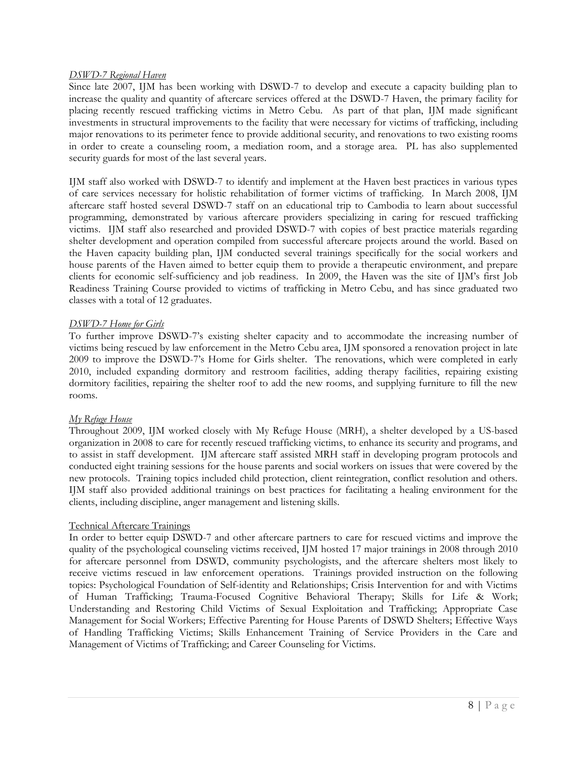*DSWD-7 Regional Haven*

Since late 2007, IJM has been working with DSWD-7 to develop and execute a capacity building plan to increase the quality and quantity of aftercare services offered at the DSWD-7 Haven, the primary facility for placing recently rescued trafficking victims in Metro Cebu. As part of that plan, IJM made significant investments in structural improvements to the facility that were necessary for victims of trafficking, including major renovations to its perimeter fence to provide additional security, and renovations to two existing rooms in order to create a counseling room, a mediation room, and a storage area. PL has also supplemented security guards for most of the last several years.

IJM staff also worked with DSWD-7 to identify and implement at the Haven best practices in various types of care services necessary for holistic rehabilitation of former victims of trafficking. In March 2008, IJM aftercare staff hosted several DSWD-7 staff on an educational trip to Cambodia to learn about successful programming, demonstrated by various aftercare providers specializing in caring for rescued trafficking victims. IJM staff also researched and provided DSWD-7 with copies of best practice materials regarding shelter development and operation compiled from successful aftercare projects around the world. Based on the Haven capacity building plan, IJM conducted several trainings specifically for the social workers and house parents of the Haven aimed to better equip them to provide a therapeutic environment, and prepare clients for economic self-sufficiency and job readiness. In 2009, the Haven was the site of IJM's first Job Readiness Training Course provided to victims of trafficking in Metro Cebu, and has since graduated two classes with a total of 12 graduates.

*DSWD-7 Home for Girls*

To further improve DSWD-7's existing shelter capacity and to accommodate the increasing number of victims being rescued by law enforcement in the Metro Cebu area, IJM sponsored a renovation project in late 2009 to improve the DSWD-7's Home for Girls shelter. The renovations, which were completed in early 2010, included expanding dormitory and restroom facilities, adding therapy facilities, repairing existing dormitory facilities, repairing the shelter roof to add the new rooms, and supplying furniture to fill the new rooms.

*My Refuge House*

Throughout 2009, IJM worked closely with My Refuge House (MRH), a shelter developed by a US-based organization in 2008 to care for recently rescued trafficking victims, to enhance its security and programs, and to assist in staff development. IJM aftercare staff assisted MRH staff in developing program protocols and conducted eight training sessions for the house parents and social workers on issues that were covered by the new protocols. Training topics included child protection, client reintegration, conflict resolution and others. IJM staff also provided additional trainings on best practices for facilitating a healing environment for the clients, including discipline, anger management and listening skills.

Technical Aftercare Trainings

In order to better equip DSWD-7 and other aftercare partners to care for rescued victims and improve the quality of the psychological counseling victims received, IJM hosted 17 major trainings in 2008 through 2010 for aftercare personnel from DSWD, community psychologists, and the aftercare shelters most likely to receive victims rescued in law enforcement operations. Trainings provided instruction on the following topics: Psychological Foundation of Self-identity and Relationships; Crisis Intervention for and with Victims of Human Trafficking; Trauma-Focused Cognitive Behavioral Therapy; Skills for Life & Work; Understanding and Restoring Child Victims of Sexual Exploitation and Trafficking; Appropriate Case Management for Social Workers; Effective Parenting for House Parents of DSWD Shelters; Effective Ways of Handling Trafficking Victims; Skills Enhancement Training of Service Providers in the Care and Management of Victims of Trafficking; and Career Counseling for Victims.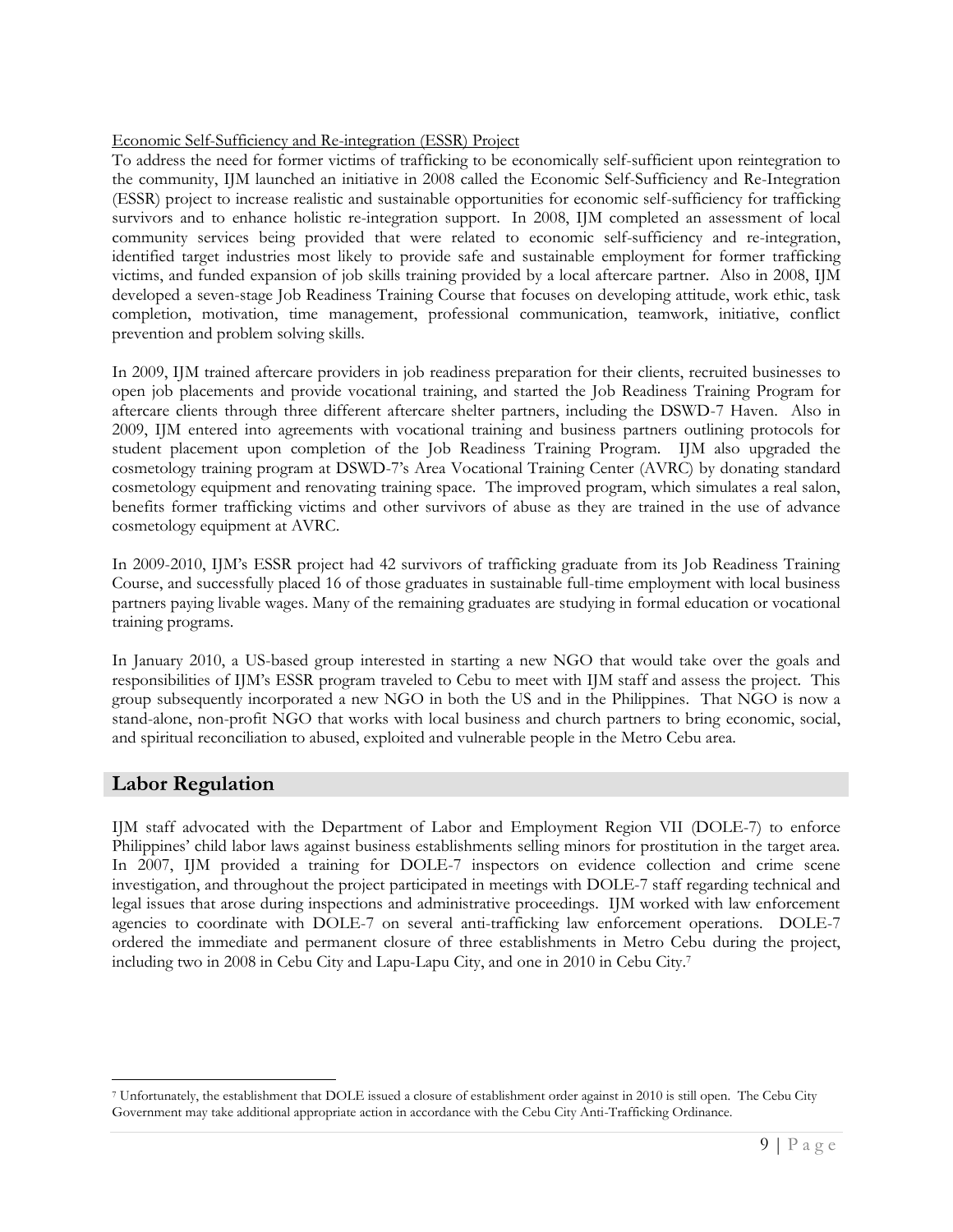Economic Self-Sufficiency and Re-integration (ESSR) Project

To address the need for former victims of trafficking to be economically self-sufficient upon reintegration to the community, IJM launched an initiative in 2008 called the Economic Self-Sufficiency and Re-Integration (ESSR) project to increase realistic and sustainable opportunities for economic self-sufficiency for trafficking survivors and to enhance holistic re-integration support. In 2008, IJM completed an assessment of local community services being provided that were related to economic self-sufficiency and re-integration, identified target industries most likely to provide safe and sustainable employment for former trafficking victims, and funded expansion of job skills training provided by a local aftercare partner. Also in 2008, IJM developed a seven-stage Job Readiness Training Course that focuses on developing attitude, work ethic, task completion, motivation, time management, professional communication, teamwork, initiative, conflict prevention and problem solving skills.

In 2009, IJM trained aftercare providers in job readiness preparation for their clients, recruited businesses to open job placements and provide vocational training, and started the Job Readiness Training Program for aftercare clients through three different aftercare shelter partners, including the DSWD-7 Haven. Also in 2009, IJM entered into agreements with vocational training and business partners outlining protocols for student placement upon completion of the Job Readiness Training Program. IJM also upgraded the cosmetology training program at DSWD-7's Area Vocational Training Center (AVRC) by donating standard cosmetology equipment and renovating training space. The improved program, which simulates a real salon, benefits former trafficking victims and other survivors of abuse as they are trained in the use of advance cosmetology equipment at AVRC.

In 2009-2010, IJM's ESSR project had 42 survivors of trafficking graduate from its Job Readiness Training Course, and successfully placed 16 of those graduates in sustainable full-time employment with local business partners paying livable wages. Many of the remaining graduates are studying in formal education or vocational training programs.

In January 2010, a US-based group interested in starting a new NGO that would take over the goals and responsibilities of IJM's ESSR program traveled to Cebu to meet with IJM staff and assess the project. This group subsequently incorporated a new NGO in both the US and in the Philippines. That NGO is now a stand-alone, non-profit NGO that works with local business and church partners to bring economic, social, and spiritual reconciliation to abused, exploited and vulnerable people in the Metro Cebu area.

## Labor Regulation

IJM staff advocated with the Department of Labor and Employment Region VII (DOLE-7) to enforce Philippines' child labor laws against business establishments selling minors for prostitution in the target area. In 2007, IJM provided a training for DOLE-7 inspectors on evidence collection and crime scene investigation, and throughout the project participated in meetings with DOLE-7 staff regarding technical and legal issues that arose during inspections and administrative proceedings. IJM worked with law enforcement agencies to coordinate with DOLE-7 on several anti-trafficking law enforcement operations. DOLE-7 ordered the immediate and permanent closure of three establishments in Metro Cebu during the project, including two in 2008 in Cebu City and Lapu-Lapu City, and one in 2010 in Cebu City.[7]

[7] Unfortunately, the establishment that DOLE issued a closure of establishment order against in 2010 is still open. The Cebu City Government may take additional appropriate action in accordance with the Cebu City Anti-Trafficking Ordinance.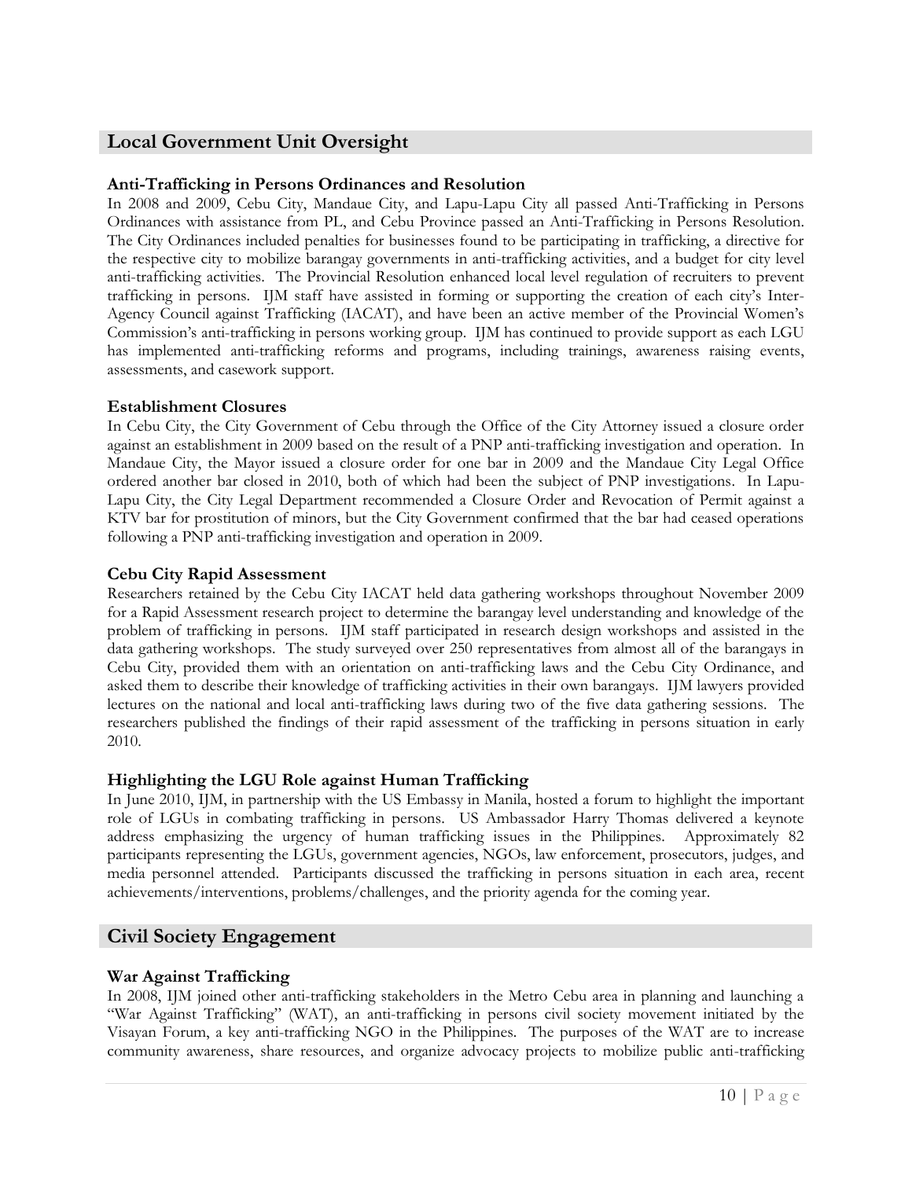## Local Government Unit Oversight

### Anti-Trafficking in Persons Ordinances and Resolution

In 2008 and 2009, Cebu City, Mandaue City, and Lapu-Lapu City all passed Anti-Trafficking in Persons Ordinances with assistance from PL, and Cebu Province passed an Anti-Trafficking in Persons Resolution. The City Ordinances included penalties for businesses found to be participating in trafficking, a directive for the respective city to mobilize barangay governments in anti-trafficking activities, and a budget for city level anti-trafficking activities. The Provincial Resolution enhanced local level regulation of recruiters to prevent trafficking in persons. IJM staff have assisted in forming or supporting the creation of each city's Inter-Agency Council against Trafficking (IACAT), and have been an active member of the Provincial Women's Commission's anti-trafficking in persons working group. IJM has continued to provide support as each LGU has implemented anti-trafficking reforms and programs, including trainings, awareness raising events, assessments, and casework support.

### Establishment Closures

In Cebu City, the City Government of Cebu through the Office of the City Attorney issued a closure order against an establishment in 2009 based on the result of a PNP anti-trafficking investigation and operation. In Mandaue City, the Mayor issued a closure order for one bar in 2009 and the Mandaue City Legal Office ordered another bar closed in 2010, both of which had been the subject of PNP investigations. In Lapu-Lapu City, the City Legal Department recommended a Closure Order and Revocation of Permit against a KTV bar for prostitution of minors, but the City Government confirmed that the bar had ceased operations following a PNP anti-trafficking investigation and operation in 2009.

### Cebu City Rapid Assessment

Researchers retained by the Cebu City IACAT held data gathering workshops throughout November 2009 for a Rapid Assessment research project to determine the barangay level understanding and knowledge of the problem of trafficking in persons. IJM staff participated in research design workshops and assisted in the data gathering workshops. The study surveyed over 250 representatives from almost all of the barangays in Cebu City, provided them with an orientation on anti-trafficking laws and the Cebu City Ordinance, and asked them to describe their knowledge of trafficking activities in their own barangays. IJM lawyers provided lectures on the national and local anti-trafficking laws during two of the five data gathering sessions. The researchers published the findings of their rapid assessment of the trafficking in persons situation in early 2010.

### Highlighting the LGU Role against Human Trafficking

In June 2010, IJM, in partnership with the US Embassy in Manila, hosted a forum to highlight the important role of LGUs in combating trafficking in persons. US Ambassador Harry Thomas delivered a keynote address emphasizing the urgency of human trafficking issues in the Philippines. Approximately 82 participants representing the LGUs, government agencies, NGOs, law enforcement, prosecutors, judges, and media personnel attended. Participants discussed the trafficking in persons situation in each area, recent achievements/interventions, problems/challenges, and the priority agenda for the coming year.

## Civil Society Engagement

### War Against Trafficking

In 2008, IJM joined other anti-trafficking stakeholders in the Metro Cebu area in planning and launching a "War Against Trafficking" (WAT), an anti-trafficking in persons civil society movement initiated by the Visayan Forum, a key anti-trafficking NGO in the Philippines. The purposes of the WAT are to increase community awareness, share resources, and organize advocacy projects to mobilize public anti-trafficking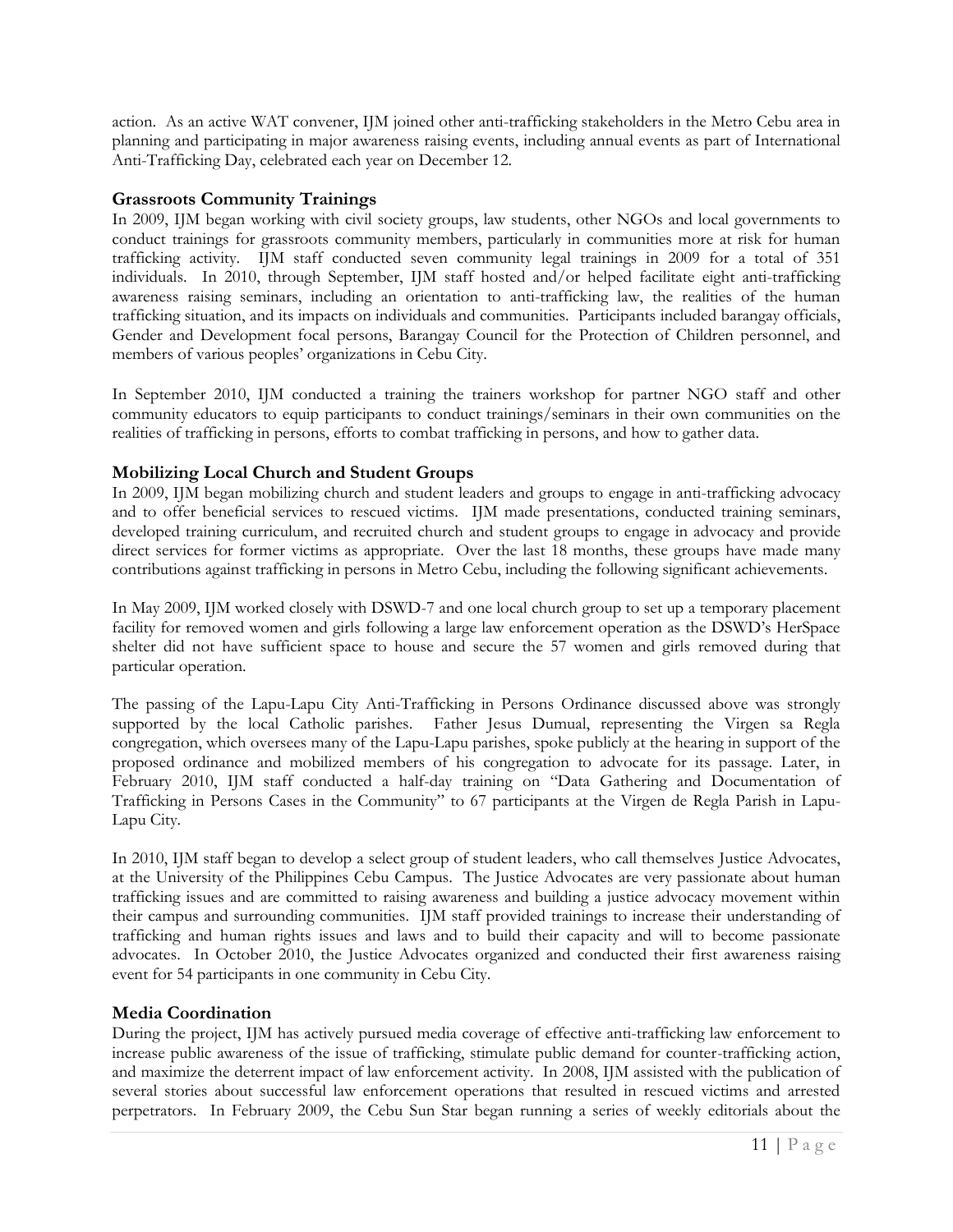action. As an active WAT convener, IJM joined other anti-trafficking stakeholders in the Metro Cebu area in planning and participating in major awareness raising events, including annual events as part of International Anti-Trafficking Day, celebrated each year on December 12.

### Grassroots Community Trainings

In 2009, IJM began working with civil society groups, law students, other NGOs and local governments to conduct trainings for grassroots community members, particularly in communities more at risk for human trafficking activity. IJM staff conducted seven community legal trainings in 2009 for a total of 351 individuals. In 2010, through September, IJM staff hosted and/or helped facilitate eight anti-trafficking awareness raising seminars, including an orientation to anti-trafficking law, the realities of the human trafficking situation, and its impacts on individuals and communities. Participants included barangay officials, Gender and Development focal persons, Barangay Council for the Protection of Children personnel, and members of various peoples' organizations in Cebu City.

In September 2010, IJM conducted a training the trainers workshop for partner NGO staff and other community educators to equip participants to conduct trainings/seminars in their own communities on the realities of trafficking in persons, efforts to combat trafficking in persons, and how to gather data.

### Mobilizing Local Church and Student Groups

In 2009, IJM began mobilizing church and student leaders and groups to engage in anti-trafficking advocacy and to offer beneficial services to rescued victims. IJM made presentations, conducted training seminars, developed training curriculum, and recruited church and student groups to engage in advocacy and provide direct services for former victims as appropriate. Over the last 18 months, these groups have made many contributions against trafficking in persons in Metro Cebu, including the following significant achievements.

In May 2009, IJM worked closely with DSWD-7 and one local church group to set up a temporary placement facility for removed women and girls following a large law enforcement operation as the DSWD's HerSpace shelter did not have sufficient space to house and secure the 57 women and girls removed during that particular operation.

The passing of the Lapu-Lapu City Anti-Trafficking in Persons Ordinance discussed above was strongly supported by the local Catholic parishes. Father Jesus Dumual, representing the Virgen sa Regla congregation, which oversees many of the Lapu-Lapu parishes, spoke publicly at the hearing in support of the proposed ordinance and mobilized members of his congregation to advocate for its passage. Later, in February 2010, IJM staff conducted a half-day training on "Data Gathering and Documentation of Trafficking in Persons Cases in the Community" to 67 participants at the Virgen de Regla Parish in Lapu-Lapu City.

In 2010, IJM staff began to develop a select group of student leaders, who call themselves Justice Advocates, at the University of the Philippines Cebu Campus. The Justice Advocates are very passionate about human trafficking issues and are committed to raising awareness and building a justice advocacy movement within their campus and surrounding communities. IJM staff provided trainings to increase their understanding of trafficking and human rights issues and laws and to build their capacity and will to become passionate advocates. In October 2010, the Justice Advocates organized and conducted their first awareness raising event for 54 participants in one community in Cebu City.

### Media Coordination

During the project, IJM has actively pursued media coverage of effective anti-trafficking law enforcement to increase public awareness of the issue of trafficking, stimulate public demand for counter-trafficking action, and maximize the deterrent impact of law enforcement activity. In 2008, IJM assisted with the publication of several stories about successful law enforcement operations that resulted in rescued victims and arrested perpetrators. In February 2009, the Cebu Sun Star began running a series of weekly editorials about the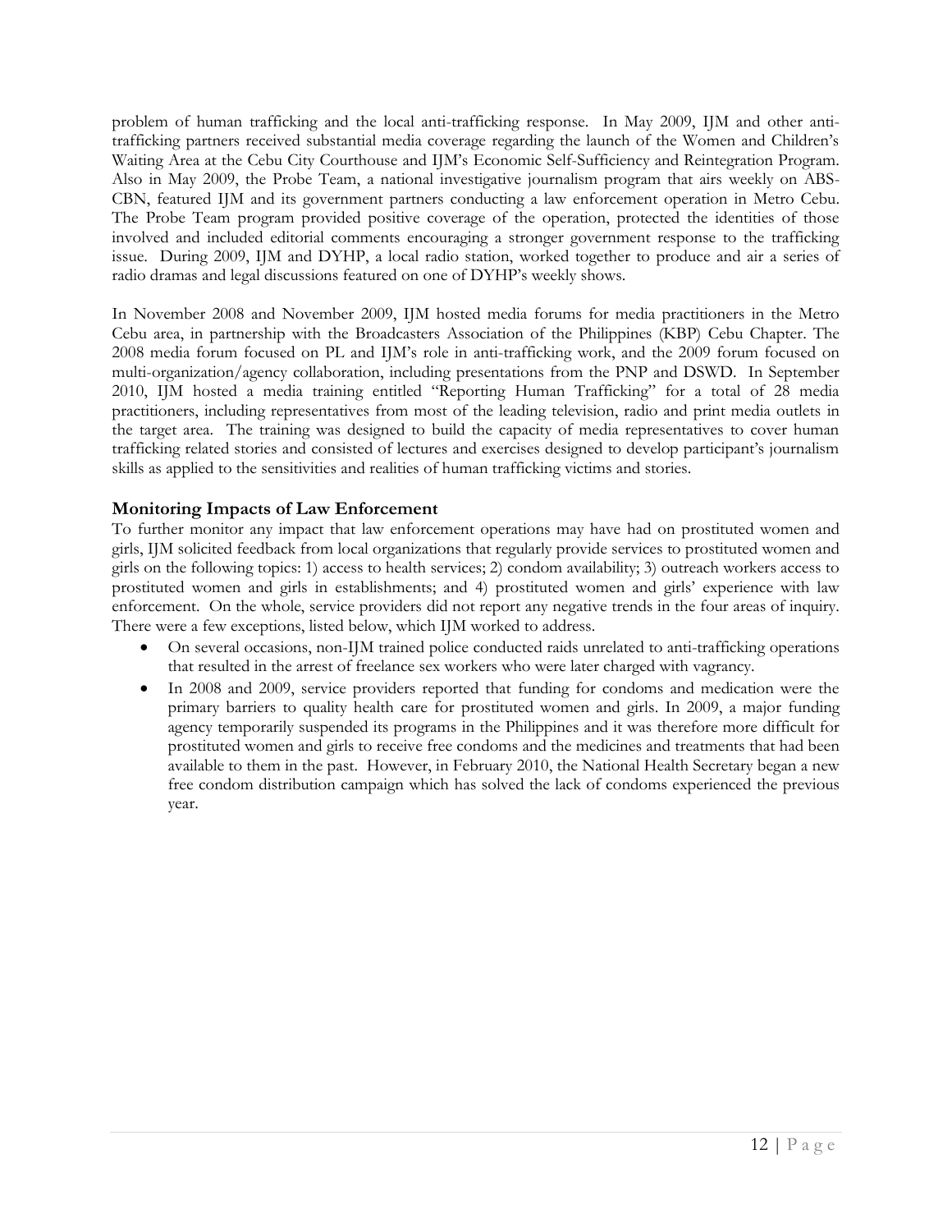problem of human trafficking and the local anti-trafficking response. In May 2009, IJM and other anti-trafficking partners received substantial media coverage regarding the launch of the Women and Children's Waiting Area at the Cebu City Courthouse and IJM's Economic Self-Sufficiency and Reintegration Program. Also in May 2009, the Probe Team, a national investigative journalism program that airs weekly on ABS-CBN, featured IJM and its government partners conducting a law enforcement operation in Metro Cebu. The Probe Team program provided positive coverage of the operation, protected the identities of those involved and included editorial comments encouraging a stronger government response to the trafficking issue. During 2009, IJM and DYHP, a local radio station, worked together to produce and air a series of radio dramas and legal discussions featured on one of DYHP's weekly shows.

In November 2008 and November 2009, IJM hosted media forums for media practitioners in the Metro Cebu area, in partnership with the Broadcasters Association of the Philippines (KBP) Cebu Chapter. The 2008 media forum focused on PL and IJM's role in anti-trafficking work, and the 2009 forum focused on multi-organization/agency collaboration, including presentations from the PNP and DSWD. In September 2010, IJM hosted a media training entitled "Reporting Human Trafficking" for a total of 28 media practitioners, including representatives from most of the leading television, radio and print media outlets in the target area. The training was designed to build the capacity of media representatives to cover human trafficking related stories and consisted of lectures and exercises designed to develop participant's journalism skills as applied to the sensitivities and realities of human trafficking victims and stories.

### Monitoring Impacts of Law Enforcement

To further monitor any impact that law enforcement operations may have had on prostituted women and girls, IJM solicited feedback from local organizations that regularly provide services to prostituted women and girls on the following topics: 1) access to health services; 2) condom availability; 3) outreach workers access to prostituted women and girls in establishments; and 4) prostituted women and girls' experience with law enforcement. On the whole, service providers did not report any negative trends in the four areas of inquiry. There were a few exceptions, listed below, which IJM worked to address.

- On several occasions, non-IJM trained police conducted raids unrelated to anti-trafficking operations that resulted in the arrest of freelance sex workers who were later charged with vagrancy.
- In 2008 and 2009, service providers reported that funding for condoms and medication were the primary barriers to quality health care for prostituted women and girls. In 2009, a major funding agency temporarily suspended its programs in the Philippines and it was therefore more difficult for prostituted women and girls to receive free condoms and the medicines and treatments that had been available to them in the past. However, in February 2010, the National Health Secretary began a new free condom distribution campaign which has solved the lack of condoms experienced the previous year.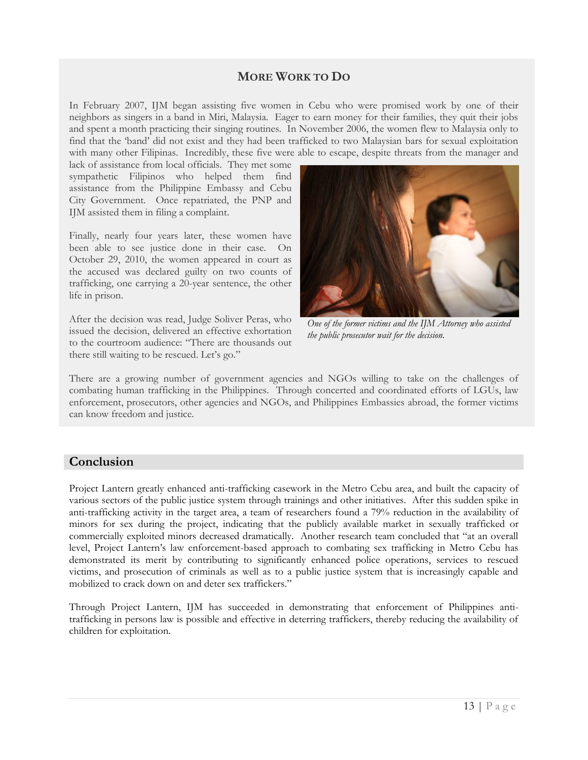## More Work to Do

In February 2007, IJM began assisting five women in Cebu who were promised work by one of their neighbors as singers in a band in Miri, Malaysia. Eager to earn money for their families, they quit their jobs and spent a month practicing their singing routines. In November 2006, the women flew to Malaysia only to find that the 'band' did not exist and they had been trafficked to two Malaysian bars for sexual exploitation with many other Filipinas. Incredibly, these five were able to escape, despite threats from the manager and lack of assistance from local officials. They met some sympathetic Filipinos who helped them find assistance from the Philippine Embassy and Cebu City Government. Once repatriated, the PNP and IJM assisted them in filing a complaint.

Finally, nearly four years later, these women have been able to see justice done in their case. On October 29, 2010, the women appeared in court as the accused was declared guilty on two counts of trafficking, one carrying a 20-year sentence, the other life in prison.

After the decision was read, Judge Soliver Peras, who issued the decision, delivered an effective exhortation to the courtroom audience: "There are thousands out there still waiting to be rescued. Let's go."

*One of the former victims and the IJM Attorney who assisted the public prosecutor wait for the decision.*

There are a growing number of government agencies and NGOs willing to take on the challenges of combating human trafficking in the Philippines. Through concerted and coordinated efforts of LGUs, law enforcement, prosecutors, other agencies and NGOs, and Philippines Embassies abroad, the former victims can know freedom and justice.

## Conclusion

Project Lantern greatly enhanced anti-trafficking casework in the Metro Cebu area, and built the capacity of various sectors of the public justice system through trainings and other initiatives. After this sudden spike in anti-trafficking activity in the target area, a team of researchers found a 79% reduction in the availability of minors for sex during the project, indicating that the publicly available market in sexually trafficked or commercially exploited minors decreased dramatically. Another research team concluded that "at an overall level, Project Lantern's law enforcement-based approach to combating sex trafficking in Metro Cebu has demonstrated its merit by contributing to significantly enhanced police operations, services to rescued victims, and prosecution of criminals as well as to a public justice system that is increasingly capable and mobilized to crack down on and deter sex traffickers."

Through Project Lantern, IJM has succeeded in demonstrating that enforcement of Philippines anti-trafficking in persons law is possible and effective in deterring traffickers, thereby reducing the availability of children for exploitation.